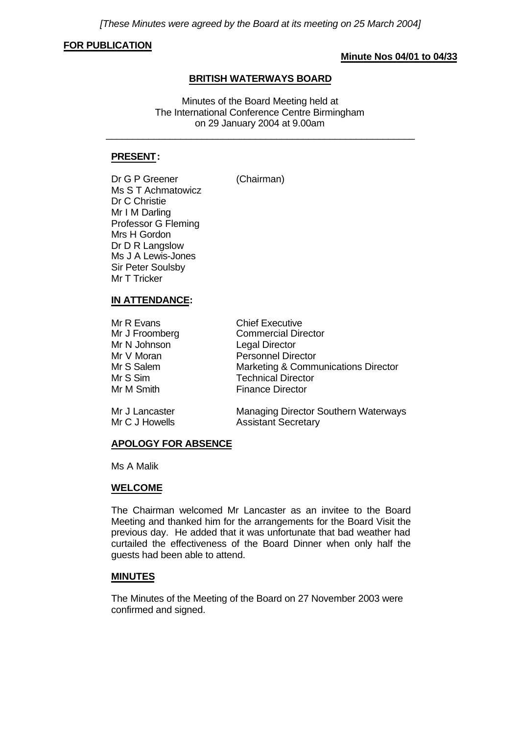*[These Minutes were agreed by the Board at its meeting on 25 March 2004]*

**FOR PUBLICATION**

**Minute Nos 04/01 to 04/33**

# BRITISH WATERWAYS BOARD

Minutes of the Board Meeting held at
The International Conference Centre Birmingham
on 29 January 2004 at 9.00am

---

## PRESENT:

Dr G P Greener (Chairman)
Ms S T Achmatowicz
Dr C Christie
Mr I M Darling
Professor G Fleming
Mrs H Gordon
Dr D R Langslow
Ms J A Lewis-Jones
Sir Peter Soulsby
Mr T Tricker

## IN ATTENDANCE:

| | |
|---|---|
| Mr R Evans | Chief Executive |
| Mr J Froomberg | Commercial Director |
| Mr N Johnson | Legal Director |
| Mr V Moran | Personnel Director |
| Mr S Salem | Marketing & Communications Director |
| Mr S Sim | Technical Director |
| Mr M Smith | Finance Director |
| Mr J Lancaster | Managing Director Southern Waterways |
| Mr C J Howells | Assistant Secretary |

## APOLOGY FOR ABSENCE

Ms A Malik

## WELCOME

The Chairman welcomed Mr Lancaster as an invitee to the Board Meeting and thanked him for the arrangements for the Board Visit the previous day. He added that it was unfortunate that bad weather had curtailed the effectiveness of the Board Dinner when only half the guests had been able to attend.

## MINUTES

The Minutes of the Meeting of the Board on 27 November 2003 were confirmed and signed.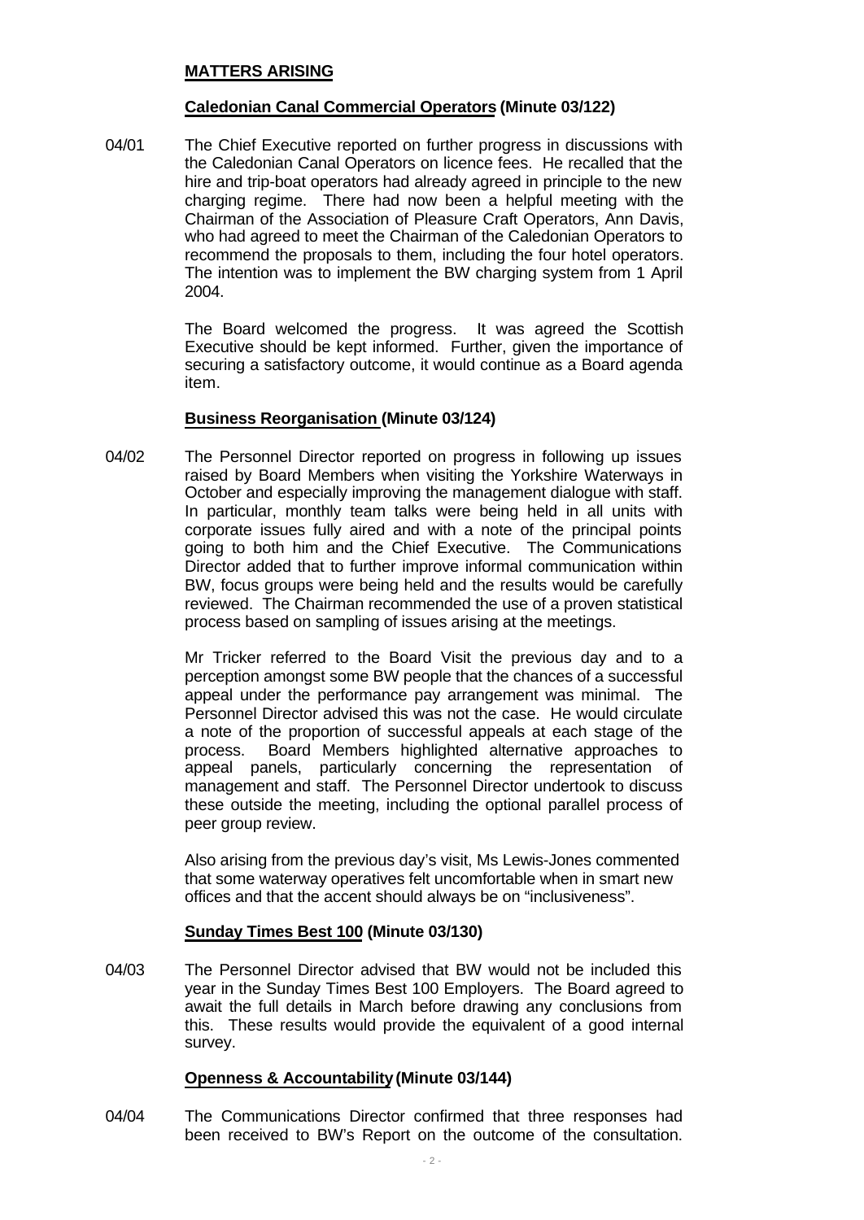## MATTERS ARISING

### Caledonian Canal Commercial Operators (Minute 03/122)

04/01 The Chief Executive reported on further progress in discussions with the Caledonian Canal Operators on licence fees. He recalled that the hire and trip-boat operators had already agreed in principle to the new charging regime. There had now been a helpful meeting with the Chairman of the Association of Pleasure Craft Operators, Ann Davis, who had agreed to meet the Chairman of the Caledonian Operators to recommend the proposals to them, including the four hotel operators. The intention was to implement the BW charging system from 1 April 2004.

The Board welcomed the progress. It was agreed the Scottish Executive should be kept informed. Further, given the importance of securing a satisfactory outcome, it would continue as a Board agenda item.

### Business Reorganisation (Minute 03/124)

04/02 The Personnel Director reported on progress in following up issues raised by Board Members when visiting the Yorkshire Waterways in October and especially improving the management dialogue with staff. In particular, monthly team talks were being held in all units with corporate issues fully aired and with a note of the principal points going to both him and the Chief Executive. The Communications Director added that to further improve informal communication within BW, focus groups were being held and the results would be carefully reviewed. The Chairman recommended the use of a proven statistical process based on sampling of issues arising at the meetings.

Mr Tricker referred to the Board Visit the previous day and to a perception amongst some BW people that the chances of a successful appeal under the performance pay arrangement was minimal. The Personnel Director advised this was not the case. He would circulate a note of the proportion of successful appeals at each stage of the process. Board Members highlighted alternative approaches to appeal panels, particularly concerning the representation of management and staff. The Personnel Director undertook to discuss these outside the meeting, including the optional parallel process of peer group review.

Also arising from the previous day's visit, Ms Lewis-Jones commented that some waterway operatives felt uncomfortable when in smart new offices and that the accent should always be on "inclusiveness".

### Sunday Times Best 100 (Minute 03/130)

04/03 The Personnel Director advised that BW would not be included this year in the Sunday Times Best 100 Employers. The Board agreed to await the full details in March before drawing any conclusions from this. These results would provide the equivalent of a good internal survey.

### Openness & Accountability (Minute 03/144)

04/04 The Communications Director confirmed that three responses had been received to BW's Report on the outcome of the consultation.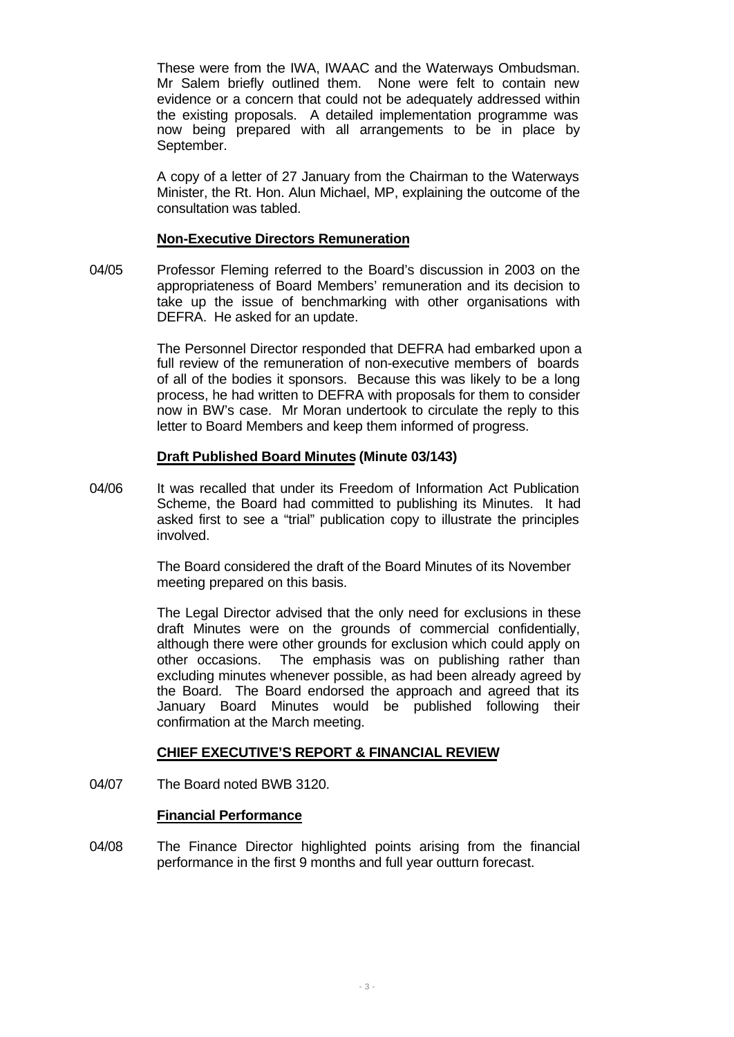These were from the IWA, IWAAC and the Waterways Ombudsman. Mr Salem briefly outlined them. None were felt to contain new evidence or a concern that could not be adequately addressed within the existing proposals. A detailed implementation programme was now being prepared with all arrangements to be in place by September.

A copy of a letter of 27 January from the Chairman to the Waterways Minister, the Rt. Hon. Alun Michael, MP, explaining the outcome of the consultation was tabled.

**Non-Executive Directors Remuneration**

04/05 Professor Fleming referred to the Board's discussion in 2003 on the appropriateness of Board Members' remuneration and its decision to take up the issue of benchmarking with other organisations with DEFRA. He asked for an update.

The Personnel Director responded that DEFRA had embarked upon a full review of the remuneration of non-executive members of boards of all of the bodies it sponsors. Because this was likely to be a long process, he had written to DEFRA with proposals for them to consider now in BW's case. Mr Moran undertook to circulate the reply to this letter to Board Members and keep them informed of progress.

**Draft Published Board Minutes (Minute 03/143)**

04/06 It was recalled that under its Freedom of Information Act Publication Scheme, the Board had committed to publishing its Minutes. It had asked first to see a "trial" publication copy to illustrate the principles involved.

The Board considered the draft of the Board Minutes of its November meeting prepared on this basis.

The Legal Director advised that the only need for exclusions in these draft Minutes were on the grounds of commercial confidentially, although there were other grounds for exclusion which could apply on other occasions. The emphasis was on publishing rather than excluding minutes whenever possible, as had been already agreed by the Board. The Board endorsed the approach and agreed that its January Board Minutes would be published following their confirmation at the March meeting.

**CHIEF EXECUTIVE'S REPORT & FINANCIAL REVIEW**

04/07 The Board noted BWB 3120.

**Financial Performance**

04/08 The Finance Director highlighted points arising from the financial performance in the first 9 months and full year outturn forecast.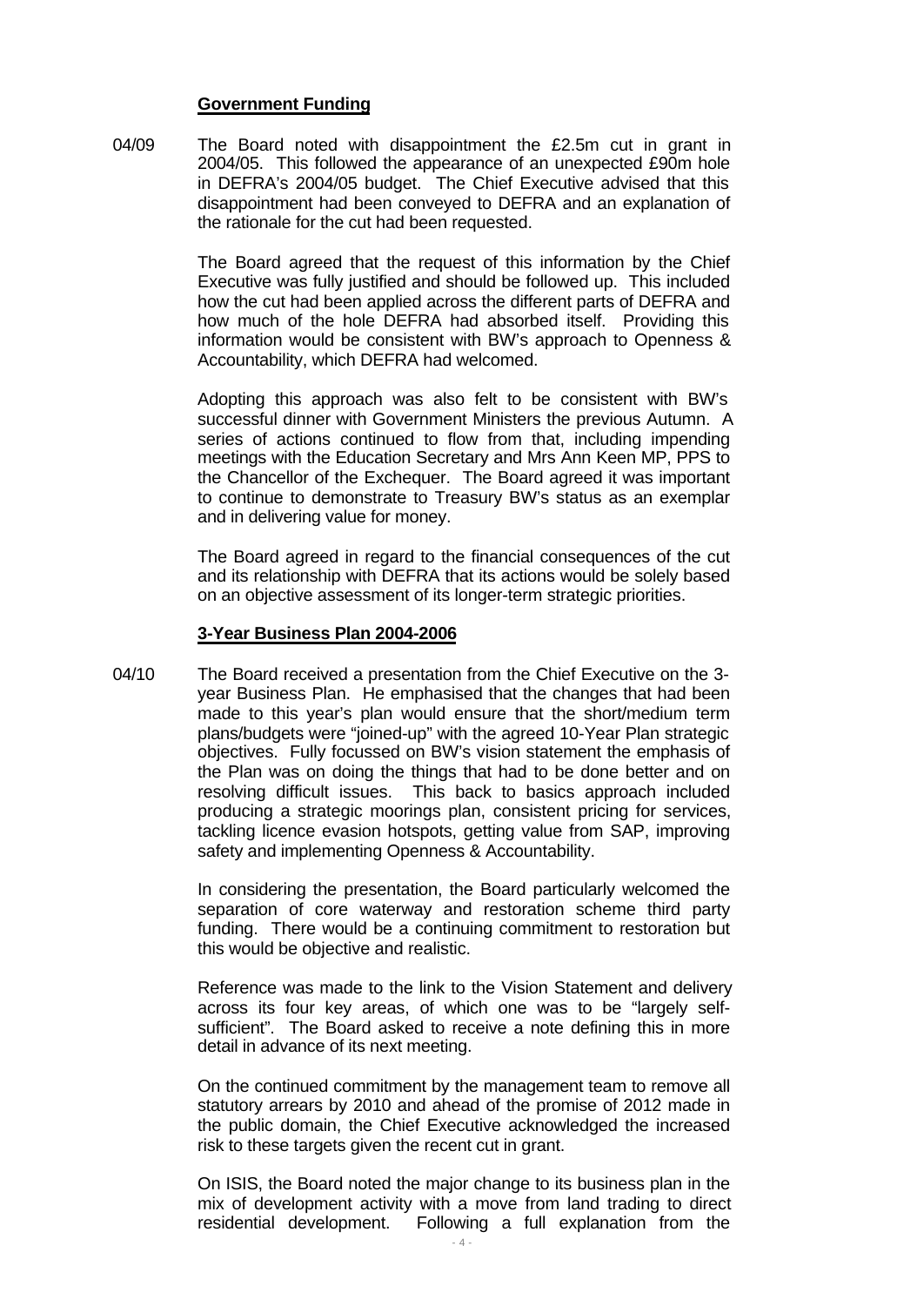## Government Funding

04/09 The Board noted with disappointment the £2.5m cut in grant in 2004/05. This followed the appearance of an unexpected £90m hole in DEFRA's 2004/05 budget. The Chief Executive advised that this disappointment had been conveyed to DEFRA and an explanation of the rationale for the cut had been requested.

The Board agreed that the request of this information by the Chief Executive was fully justified and should be followed up. This included how the cut had been applied across the different parts of DEFRA and how much of the hole DEFRA had absorbed itself. Providing this information would be consistent with BW's approach to Openness & Accountability, which DEFRA had welcomed.

Adopting this approach was also felt to be consistent with BW's successful dinner with Government Ministers the previous Autumn. A series of actions continued to flow from that, including impending meetings with the Education Secretary and Mrs Ann Keen MP, PPS to the Chancellor of the Exchequer. The Board agreed it was important to continue to demonstrate to Treasury BW's status as an exemplar and in delivering value for money.

The Board agreed in regard to the financial consequences of the cut and its relationship with DEFRA that its actions would be solely based on an objective assessment of its longer-term strategic priorities.

## 3-Year Business Plan 2004-2006

04/10 The Board received a presentation from the Chief Executive on the 3-year Business Plan. He emphasised that the changes that had been made to this year's plan would ensure that the short/medium term plans/budgets were "joined-up" with the agreed 10-Year Plan strategic objectives. Fully focussed on BW's vision statement the emphasis of the Plan was on doing the things that had to be done better and on resolving difficult issues. This back to basics approach included producing a strategic moorings plan, consistent pricing for services, tackling licence evasion hotspots, getting value from SAP, improving safety and implementing Openness & Accountability.

In considering the presentation, the Board particularly welcomed the separation of core waterway and restoration scheme third party funding. There would be a continuing commitment to restoration but this would be objective and realistic.

Reference was made to the link to the Vision Statement and delivery across its four key areas, of which one was to be "largely self-sufficient". The Board asked to receive a note defining this in more detail in advance of its next meeting.

On the continued commitment by the management team to remove all statutory arrears by 2010 and ahead of the promise of 2012 made in the public domain, the Chief Executive acknowledged the increased risk to these targets given the recent cut in grant.

On ISIS, the Board noted the major change to its business plan in the mix of development activity with a move from land trading to direct residential development. Following a full explanation from the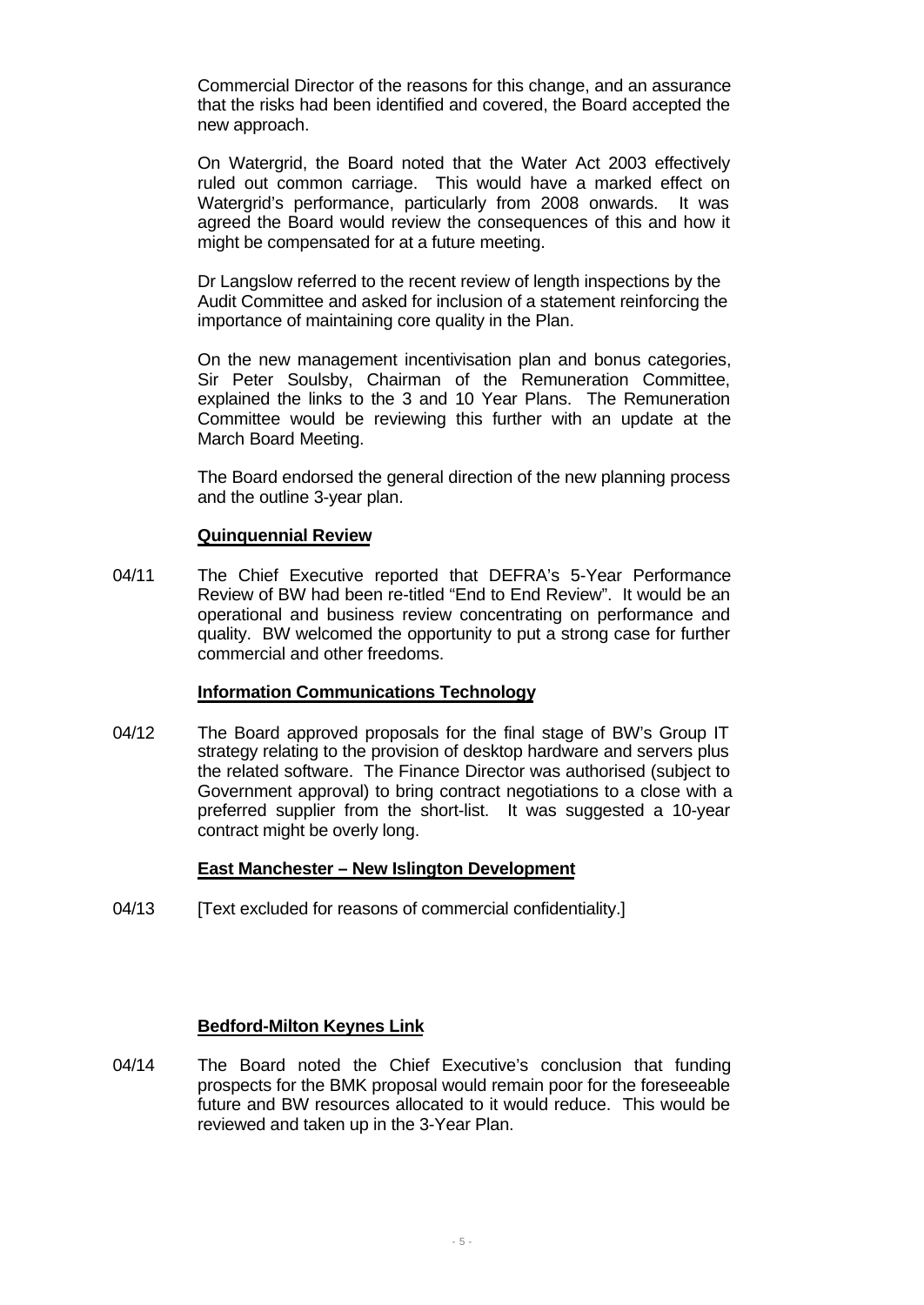Commercial Director of the reasons for this change, and an assurance that the risks had been identified and covered, the Board accepted the new approach.

On Watergrid, the Board noted that the Water Act 2003 effectively ruled out common carriage. This would have a marked effect on Watergrid's performance, particularly from 2008 onwards. It was agreed the Board would review the consequences of this and how it might be compensated for at a future meeting.

Dr Langslow referred to the recent review of length inspections by the Audit Committee and asked for inclusion of a statement reinforcing the importance of maintaining core quality in the Plan.

On the new management incentivisation plan and bonus categories, Sir Peter Soulsby, Chairman of the Remuneration Committee, explained the links to the 3 and 10 Year Plans. The Remuneration Committee would be reviewing this further with an update at the March Board Meeting.

The Board endorsed the general direction of the new planning process and the outline 3-year plan.

**Quinquennial Review**

04/11 The Chief Executive reported that DEFRA's 5-Year Performance Review of BW had been re-titled "End to End Review". It would be an operational and business review concentrating on performance and quality. BW welcomed the opportunity to put a strong case for further commercial and other freedoms.

**Information Communications Technology**

04/12 The Board approved proposals for the final stage of BW's Group IT strategy relating to the provision of desktop hardware and servers plus the related software. The Finance Director was authorised (subject to Government approval) to bring contract negotiations to a close with a preferred supplier from the short-list. It was suggested a 10-year contract might be overly long.

**East Manchester – New Islington Development**

04/13 [Text excluded for reasons of commercial confidentiality.]

**Bedford-Milton Keynes Link**

04/14 The Board noted the Chief Executive's conclusion that funding prospects for the BMK proposal would remain poor for the foreseeable future and BW resources allocated to it would reduce. This would be reviewed and taken up in the 3-Year Plan.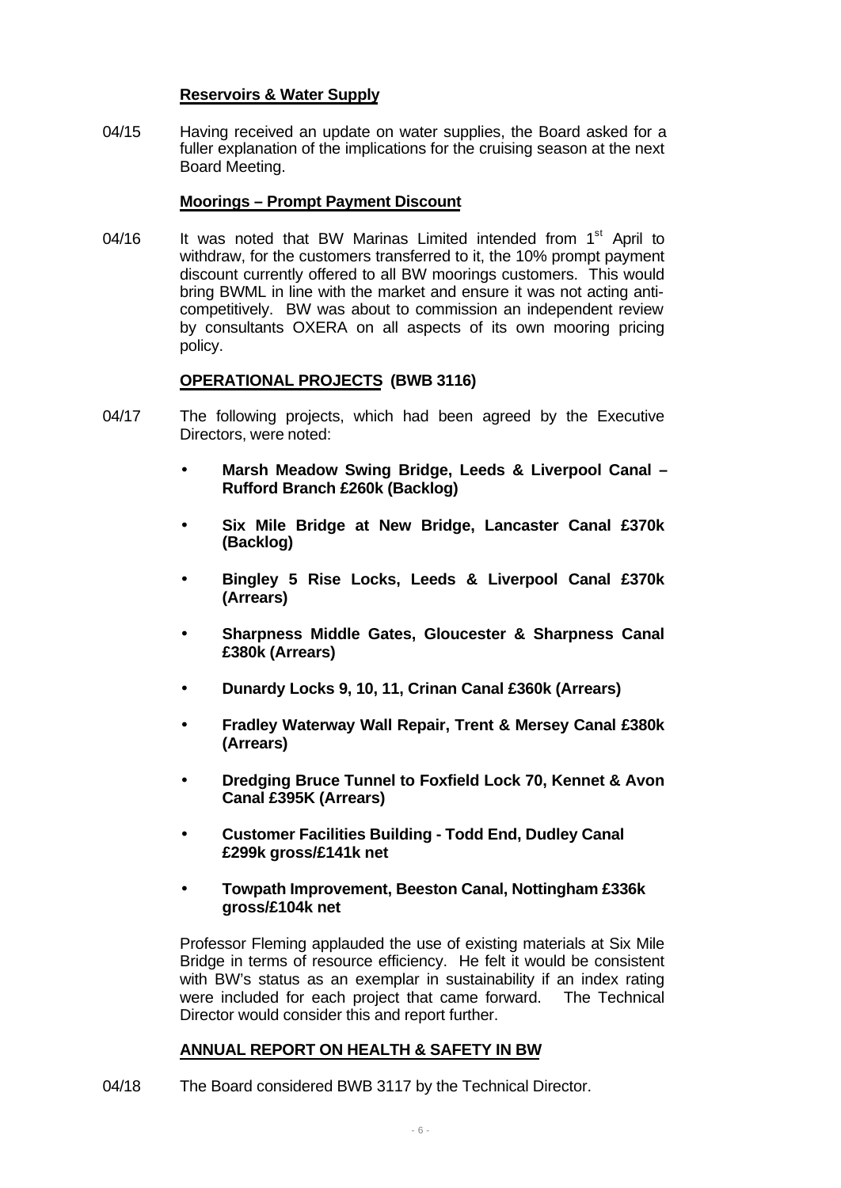**Reservoirs & Water Supply**

04/15 Having received an update on water supplies, the Board asked for a fuller explanation of the implications for the cruising season at the next Board Meeting.

**Moorings – Prompt Payment Discount**

04/16 It was noted that BW Marinas Limited intended from 1st April to withdraw, for the customers transferred to it, the 10% prompt payment discount currently offered to all BW moorings customers. This would bring BWML in line with the market and ensure it was not acting anti-competitively. BW was about to commission an independent review by consultants OXERA on all aspects of its own mooring pricing policy.

**OPERATIONAL PROJECTS (BWB 3116)**

04/17 The following projects, which had been agreed by the Executive Directors, were noted:

- **Marsh Meadow Swing Bridge, Leeds & Liverpool Canal – Rufford Branch £260k (Backlog)**
- **Six Mile Bridge at New Bridge, Lancaster Canal £370k (Backlog)**
- **Bingley 5 Rise Locks, Leeds & Liverpool Canal £370k (Arrears)**
- **Sharpness Middle Gates, Gloucester & Sharpness Canal £380k (Arrears)**
- **Dunardy Locks 9, 10, 11, Crinan Canal £360k (Arrears)**
- **Fradley Waterway Wall Repair, Trent & Mersey Canal £380k (Arrears)**
- **Dredging Bruce Tunnel to Foxfield Lock 70, Kennet & Avon Canal £395K (Arrears)**
- **Customer Facilities Building - Todd End, Dudley Canal £299k gross/£141k net**
- **Towpath Improvement, Beeston Canal, Nottingham £336k gross/£104k net**

Professor Fleming applauded the use of existing materials at Six Mile Bridge in terms of resource efficiency. He felt it would be consistent with BW's status as an exemplar in sustainability if an index rating were included for each project that came forward. The Technical Director would consider this and report further.

**ANNUAL REPORT ON HEALTH & SAFETY IN BW**

04/18 The Board considered BWB 3117 by the Technical Director.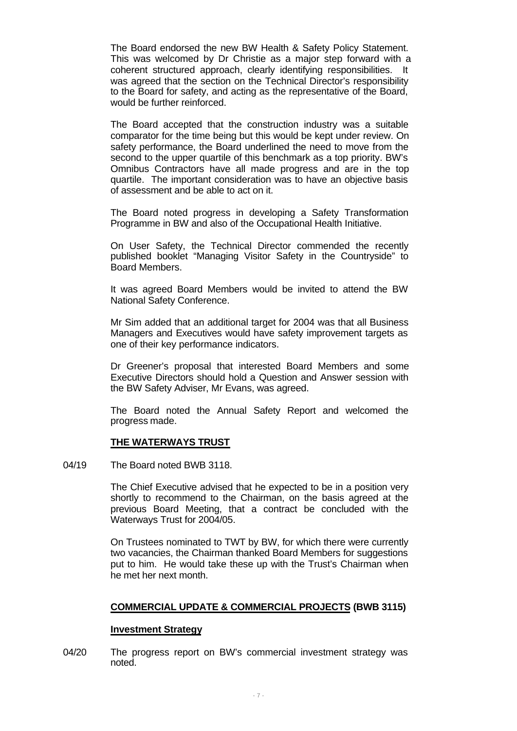The Board endorsed the new BW Health & Safety Policy Statement. This was welcomed by Dr Christie as a major step forward with a coherent structured approach, clearly identifying responsibilities. It was agreed that the section on the Technical Director's responsibility to the Board for safety, and acting as the representative of the Board, would be further reinforced.

The Board accepted that the construction industry was a suitable comparator for the time being but this would be kept under review. On safety performance, the Board underlined the need to move from the second to the upper quartile of this benchmark as a top priority. BW's Omnibus Contractors have all made progress and are in the top quartile. The important consideration was to have an objective basis of assessment and be able to act on it.

The Board noted progress in developing a Safety Transformation Programme in BW and also of the Occupational Health Initiative.

On User Safety, the Technical Director commended the recently published booklet "Managing Visitor Safety in the Countryside" to Board Members.

It was agreed Board Members would be invited to attend the BW National Safety Conference.

Mr Sim added that an additional target for 2004 was that all Business Managers and Executives would have safety improvement targets as one of their key performance indicators.

Dr Greener's proposal that interested Board Members and some Executive Directors should hold a Question and Answer session with the BW Safety Adviser, Mr Evans, was agreed.

The Board noted the Annual Safety Report and welcomed the progress made.

**THE WATERWAYS TRUST**

04/19 The Board noted BWB 3118.

The Chief Executive advised that he expected to be in a position very shortly to recommend to the Chairman, on the basis agreed at the previous Board Meeting, that a contract be concluded with the Waterways Trust for 2004/05.

On Trustees nominated to TWT by BW, for which there were currently two vacancies, the Chairman thanked Board Members for suggestions put to him. He would take these up with the Trust's Chairman when he met her next month.

**COMMERCIAL UPDATE & COMMERCIAL PROJECTS (BWB 3115)**

**Investment Strategy**

04/20 The progress report on BW's commercial investment strategy was noted.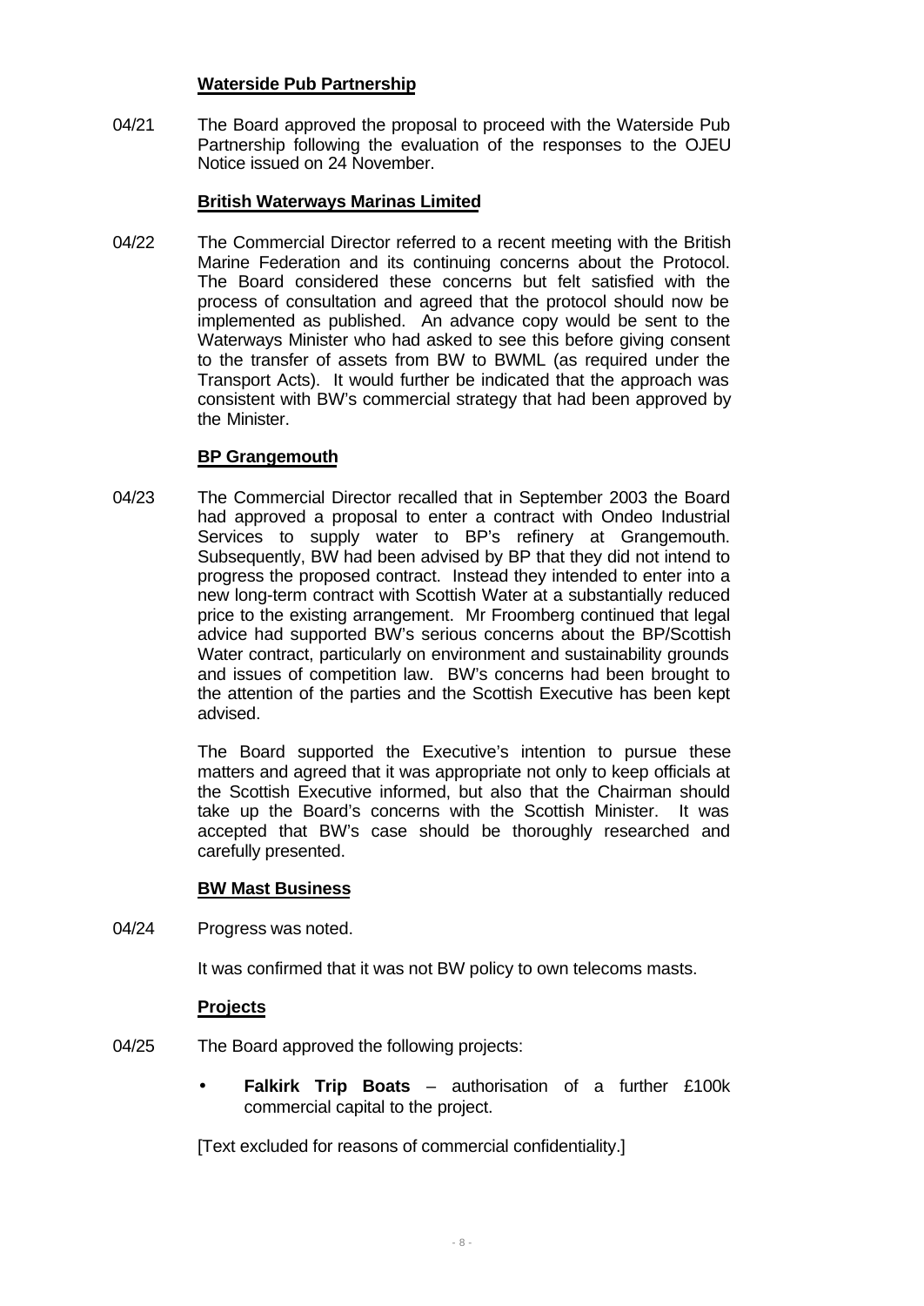**Waterside Pub Partnership**

04/21 The Board approved the proposal to proceed with the Waterside Pub Partnership following the evaluation of the responses to the OJEU Notice issued on 24 November.

**British Waterways Marinas Limited**

04/22 The Commercial Director referred to a recent meeting with the British Marine Federation and its continuing concerns about the Protocol. The Board considered these concerns but felt satisfied with the process of consultation and agreed that the protocol should now be implemented as published. An advance copy would be sent to the Waterways Minister who had asked to see this before giving consent to the transfer of assets from BW to BWML (as required under the Transport Acts). It would further be indicated that the approach was consistent with BW's commercial strategy that had been approved by the Minister.

**BP Grangemouth**

04/23 The Commercial Director recalled that in September 2003 the Board had approved a proposal to enter a contract with Ondeo Industrial Services to supply water to BP's refinery at Grangemouth. Subsequently, BW had been advised by BP that they did not intend to progress the proposed contract. Instead they intended to enter into a new long-term contract with Scottish Water at a substantially reduced price to the existing arrangement. Mr Froomberg continued that legal advice had supported BW's serious concerns about the BP/Scottish Water contract, particularly on environment and sustainability grounds and issues of competition law. BW's concerns had been brought to the attention of the parties and the Scottish Executive has been kept advised.

The Board supported the Executive's intention to pursue these matters and agreed that it was appropriate not only to keep officials at the Scottish Executive informed, but also that the Chairman should take up the Board's concerns with the Scottish Minister. It was accepted that BW's case should be thoroughly researched and carefully presented.

**BW Mast Business**

04/24 Progress was noted.

It was confirmed that it was not BW policy to own telecoms masts.

**Projects**

04/25 The Board approved the following projects:

- **Falkirk Trip Boats** – authorisation of a further £100k commercial capital to the project.

[Text excluded for reasons of commercial confidentiality.]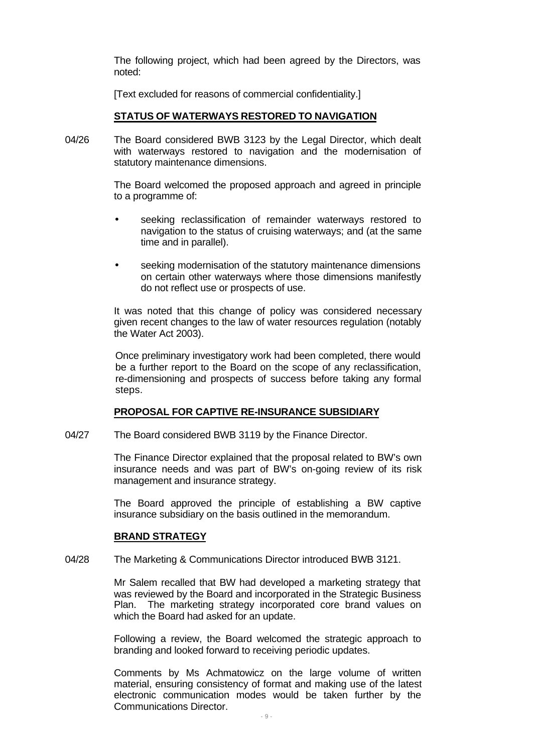The following project, which had been agreed by the Directors, was noted:

[Text excluded for reasons of commercial confidentiality.]

**STATUS OF WATERWAYS RESTORED TO NAVIGATION**

04/26 The Board considered BWB 3123 by the Legal Director, which dealt with waterways restored to navigation and the modernisation of statutory maintenance dimensions.

The Board welcomed the proposed approach and agreed in principle to a programme of:

- seeking reclassification of remainder waterways restored to navigation to the status of cruising waterways; and (at the same time and in parallel).
- seeking modernisation of the statutory maintenance dimensions on certain other waterways where those dimensions manifestly do not reflect use or prospects of use.

It was noted that this change of policy was considered necessary given recent changes to the law of water resources regulation (notably the Water Act 2003).

Once preliminary investigatory work had been completed, there would be a further report to the Board on the scope of any reclassification, re-dimensioning and prospects of success before taking any formal steps.

**PROPOSAL FOR CAPTIVE RE-INSURANCE SUBSIDIARY**

04/27 The Board considered BWB 3119 by the Finance Director.

The Finance Director explained that the proposal related to BW's own insurance needs and was part of BW's on-going review of its risk management and insurance strategy.

The Board approved the principle of establishing a BW captive insurance subsidiary on the basis outlined in the memorandum.

**BRAND STRATEGY**

04/28 The Marketing & Communications Director introduced BWB 3121.

Mr Salem recalled that BW had developed a marketing strategy that was reviewed by the Board and incorporated in the Strategic Business Plan. The marketing strategy incorporated core brand values on which the Board had asked for an update.

Following a review, the Board welcomed the strategic approach to branding and looked forward to receiving periodic updates.

Comments by Ms Achmatowicz on the large volume of written material, ensuring consistency of format and making use of the latest electronic communication modes would be taken further by the Communications Director.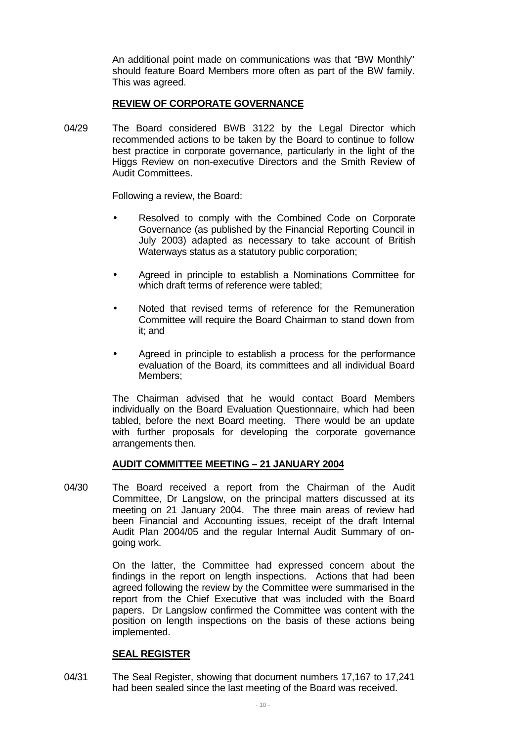An additional point made on communications was that "BW Monthly" should feature Board Members more often as part of the BW family. This was agreed.

## REVIEW OF CORPORATE GOVERNANCE

04/29 The Board considered BWB 3122 by the Legal Director which recommended actions to be taken by the Board to continue to follow best practice in corporate governance, particularly in the light of the Higgs Review on non-executive Directors and the Smith Review of Audit Committees.

Following a review, the Board:

- Resolved to comply with the Combined Code on Corporate Governance (as published by the Financial Reporting Council in July 2003) adapted as necessary to take account of British Waterways status as a statutory public corporation;
- Agreed in principle to establish a Nominations Committee for which draft terms of reference were tabled;
- Noted that revised terms of reference for the Remuneration Committee will require the Board Chairman to stand down from it; and
- Agreed in principle to establish a process for the performance evaluation of the Board, its committees and all individual Board Members;

The Chairman advised that he would contact Board Members individually on the Board Evaluation Questionnaire, which had been tabled, before the next Board meeting. There would be an update with further proposals for developing the corporate governance arrangements then.

## AUDIT COMMITTEE MEETING – 21 JANUARY 2004

04/30 The Board received a report from the Chairman of the Audit Committee, Dr Langslow, on the principal matters discussed at its meeting on 21 January 2004. The three main areas of review had been Financial and Accounting issues, receipt of the draft Internal Audit Plan 2004/05 and the regular Internal Audit Summary of on-going work.

On the latter, the Committee had expressed concern about the findings in the report on length inspections. Actions that had been agreed following the review by the Committee were summarised in the report from the Chief Executive that was included with the Board papers. Dr Langslow confirmed the Committee was content with the position on length inspections on the basis of these actions being implemented.

## SEAL REGISTER

04/31 The Seal Register, showing that document numbers 17,167 to 17,241 had been sealed since the last meeting of the Board was received.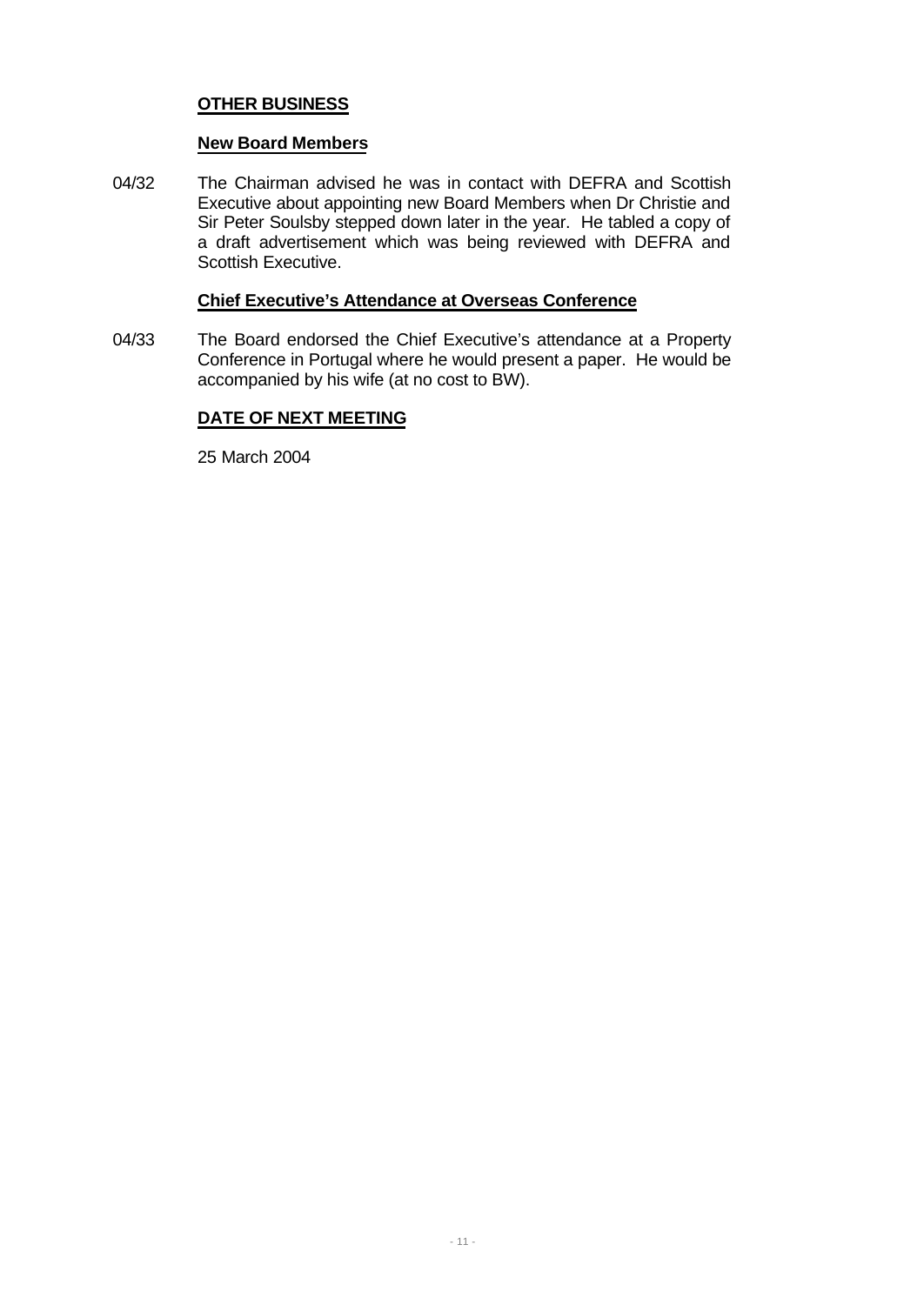## OTHER BUSINESS

### New Board Members

04/32 The Chairman advised he was in contact with DEFRA and Scottish Executive about appointing new Board Members when Dr Christie and Sir Peter Soulsby stepped down later in the year. He tabled a copy of a draft advertisement which was being reviewed with DEFRA and Scottish Executive.

### Chief Executive's Attendance at Overseas Conference

04/33 The Board endorsed the Chief Executive's attendance at a Property Conference in Portugal where he would present a paper. He would be accompanied by his wife (at no cost to BW).

## DATE OF NEXT MEETING

25 March 2004